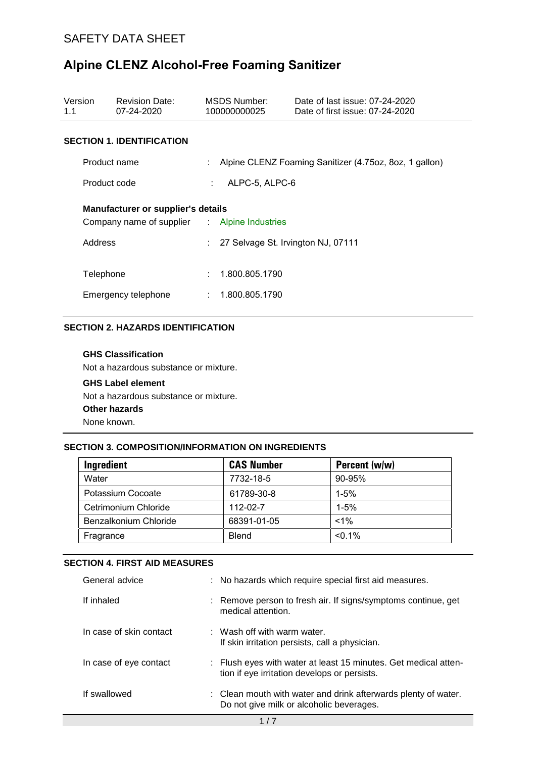# SAFETY DATA SHEET

# Alpine CLENZ Alcohol-Free Foaming Sanitizer

| Version | Revision Date: | MSDS Number: | Date of last issue: 07-24-2020 |
|---|---|---|---|
| 1.1 | 07-24-2020 | 100000000025 | Date of first issue: 07-24-2020 |

## SECTION 1. IDENTIFICATION

Product name : Alpine CLENZ Foaming Sanitizer (4.75oz, 8oz, 1 gallon)

Product code : ALPC-5, ALPC-6

**Manufacturer or supplier's details**

Company name of supplier : Alpine Industries

Address : 27 Selvage St. Irvington NJ, 07111

Telephone : 1.800.805.1790

Emergency telephone : 1.800.805.1790

## SECTION 2. HAZARDS IDENTIFICATION

**GHS Classification**

Not a hazardous substance or mixture.

**GHS Label element**

Not a hazardous substance or mixture.

**Other hazards**

None known.

## SECTION 3. COMPOSITION/INFORMATION ON INGREDIENTS

| Ingredient | CAS Number | Percent (w/w) |
|---|---|---|
| Water | 7732-18-5 | 90-95% |
| Potassium Cocoate | 61789-30-8 | 1-5% |
| Cetrimonium Chloride | 112-02-7 | 1-5% |
| Benzalkonium Chloride | 68391-01-05 | <1% |
| Fragrance | Blend | <0.1% |

## SECTION 4. FIRST AID MEASURES

General advice : No hazards which require special first aid measures.

If inhaled : Remove person to fresh air. If signs/symptoms continue, get medical attention.

In case of skin contact : Wash off with warm water.
If skin irritation persists, call a physician.

In case of eye contact : Flush eyes with water at least 15 minutes. Get medical attention if eye irritation develops or persists.

If swallowed : Clean mouth with water and drink afterwards plenty of water. Do not give milk or alcoholic beverages.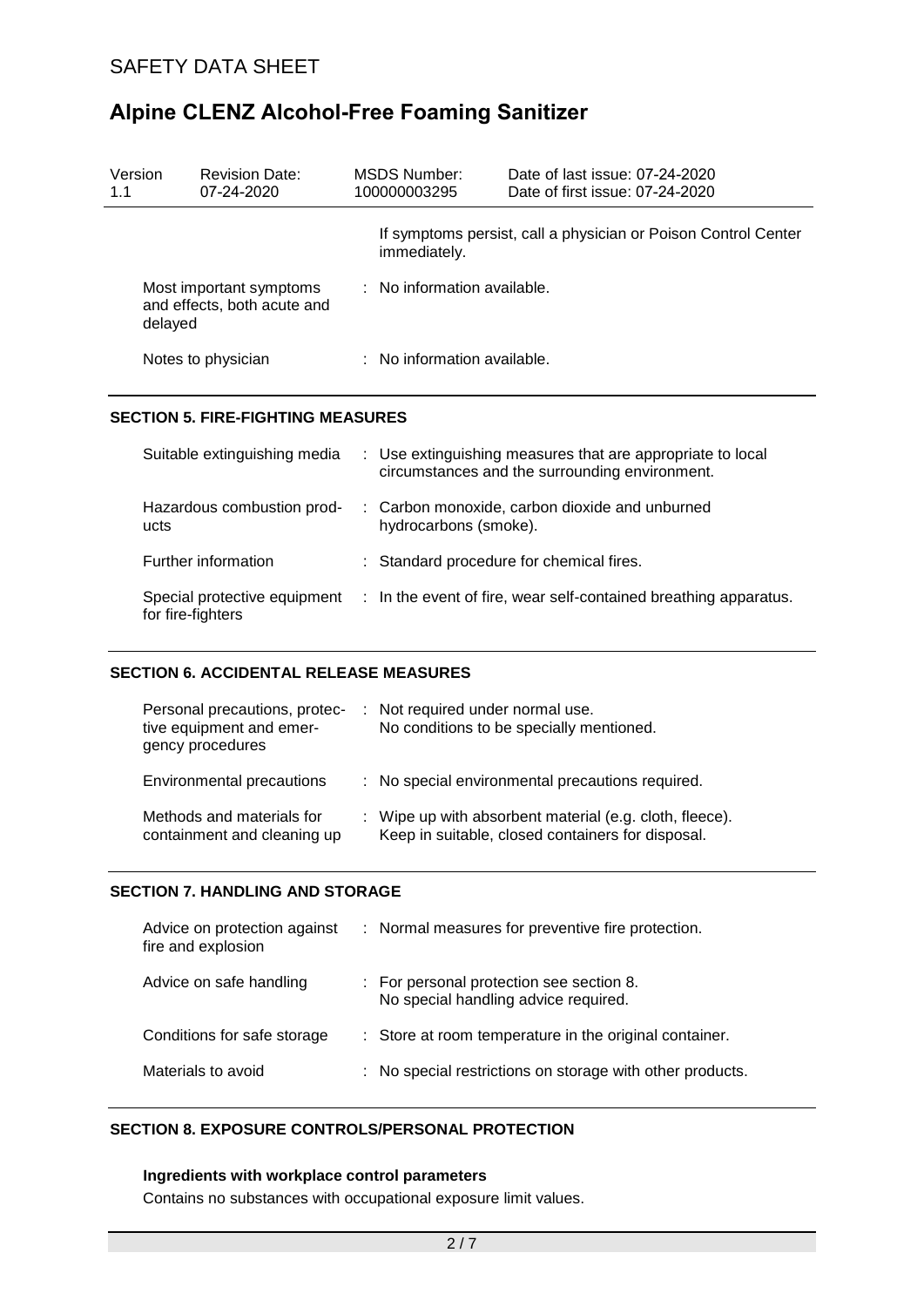| | |
|---|---|
| | If symptoms persist, call a physician or Poison Control Center immediately. |
| Most important symptoms and effects, both acute and delayed | : No information available. |
| Notes to physician | : No information available. |

## SECTION 5. FIRE-FIGHTING MEASURES

| | |
|---|---|
| Suitable extinguishing media | : Use extinguishing measures that are appropriate to local circumstances and the surrounding environment. |
| Hazardous combustion products | : Carbon monoxide, carbon dioxide and unburned hydrocarbons (smoke). |
| Further information | : Standard procedure for chemical fires. |
| Special protective equipment for fire-fighters | : In the event of fire, wear self-contained breathing apparatus. |

## SECTION 6. ACCIDENTAL RELEASE MEASURES

| | |
|---|---|
| Personal precautions, protective equipment and emergency procedures | : Not required under normal use. No conditions to be specially mentioned. |
| Environmental precautions | : No special environmental precautions required. |
| Methods and materials for containment and cleaning up | : Wipe up with absorbent material (e.g. cloth, fleece). Keep in suitable, closed containers for disposal. |

## SECTION 7. HANDLING AND STORAGE

| | |
|---|---|
| Advice on protection against fire and explosion | : Normal measures for preventive fire protection. |
| Advice on safe handling | : For personal protection see section 8. No special handling advice required. |
| Conditions for safe storage | : Store at room temperature in the original container. |
| Materials to avoid | : No special restrictions on storage with other products. |

## SECTION 8. EXPOSURE CONTROLS/PERSONAL PROTECTION

**Ingredients with workplace control parameters**

Contains no substances with occupational exposure limit values.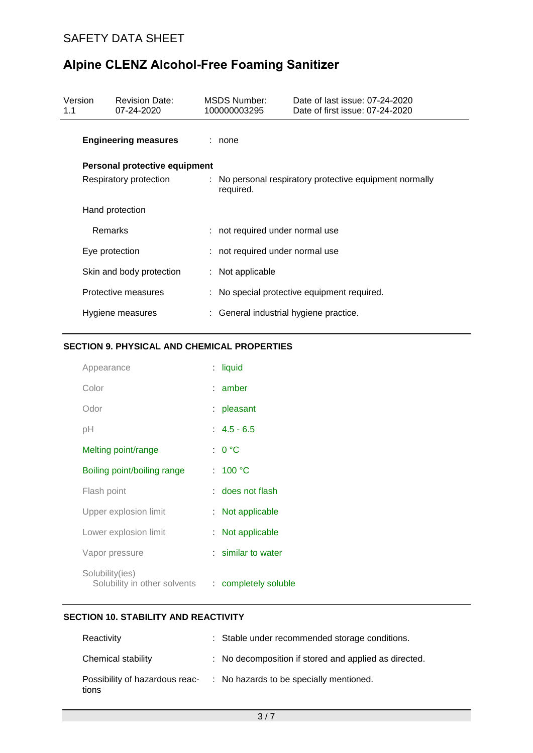| | | |
|---|---|---|
| **Engineering measures** | : | none |
| **Personal protective equipment** | | |
| Respiratory protection | : | No personal respiratory protective equipment normally required. |
| Hand protection | | |
| Remarks | : | not required under normal use |
| Eye protection | : | not required under normal use |
| Skin and body protection | : | Not applicable |
| Protective measures | : | No special protective equipment required. |
| Hygiene measures | : | General industrial hygiene practice. |

## SECTION 9. PHYSICAL AND CHEMICAL PROPERTIES

| | | |
|---|---|---|
| Appearance | : | liquid |
| Color | : | amber |
| Odor | : | pleasant |
| pH | : | 4.5 - 6.5 |
| Melting point/range | : | 0 °C |
| Boiling point/boiling range | : | 100 °C |
| Flash point | : | does not flash |
| Upper explosion limit | : | Not applicable |
| Lower explosion limit | : | Not applicable |
| Vapor pressure | : | similar to water |
| Solubility(ies) | | |
| Solubility in other solvents | : | completely soluble |

## SECTION 10. STABILITY AND REACTIVITY

| | | |
|---|---|---|
| Reactivity | : | Stable under recommended storage conditions. |
| Chemical stability | : | No decomposition if stored and applied as directed. |
| Possibility of hazardous reactions | : | No hazards to be specially mentioned. |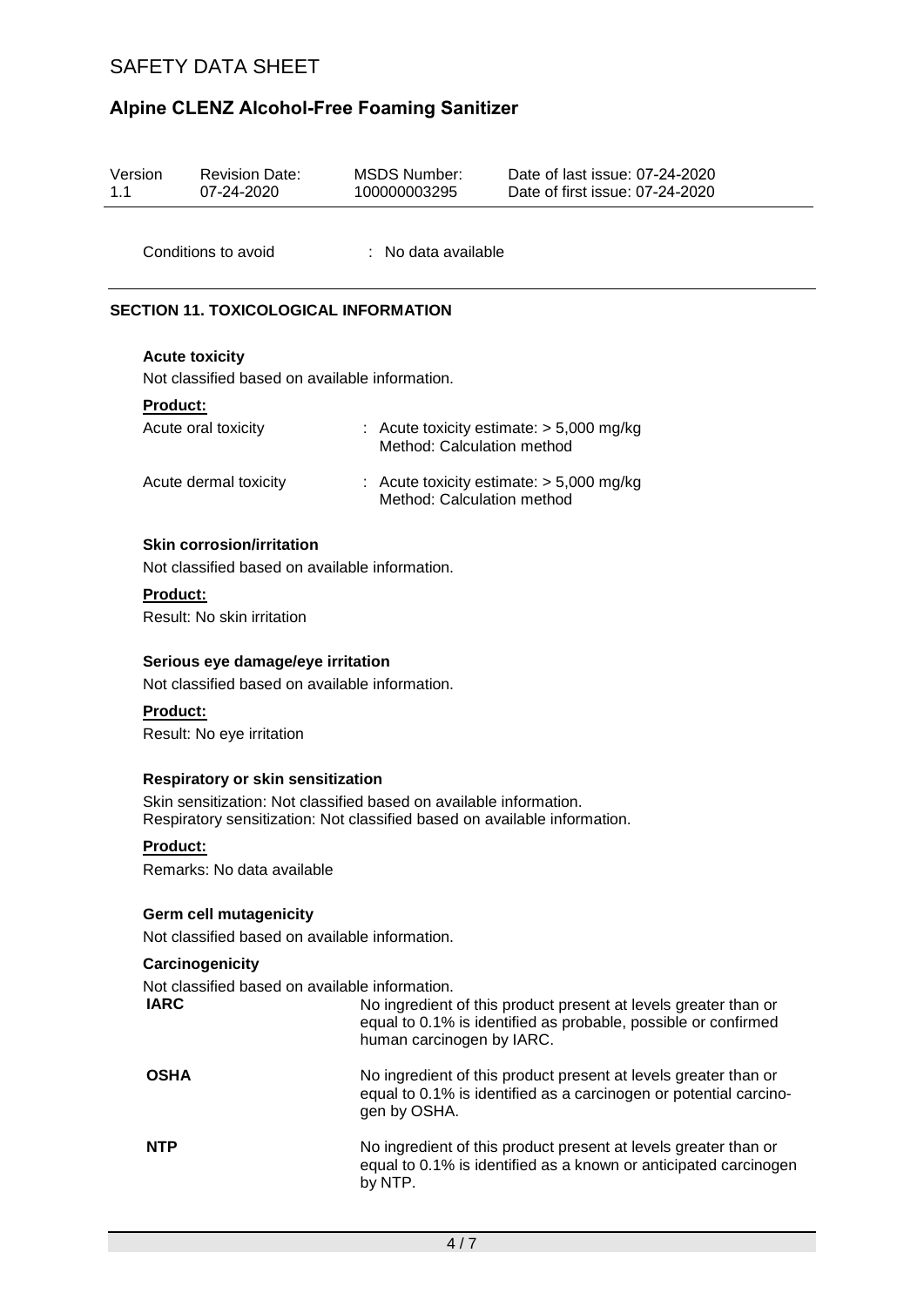Conditions to avoid : No data available

## SECTION 11. TOXICOLOGICAL INFORMATION

### Acute toxicity

Not classified based on available information.

**Product:**

| | |
|---|---|
| Acute oral toxicity | : Acute toxicity estimate: > 5,000 mg/kg<br>Method: Calculation method |
| Acute dermal toxicity | : Acute toxicity estimate: > 5,000 mg/kg<br>Method: Calculation method |

### Skin corrosion/irritation

Not classified based on available information.

**Product:**

Result: No skin irritation

### Serious eye damage/eye irritation

Not classified based on available information.

**Product:**

Result: No eye irritation

### Respiratory or skin sensitization

Skin sensitization: Not classified based on available information.
Respiratory sensitization: Not classified based on available information.

**Product:**

Remarks: No data available

### Germ cell mutagenicity

Not classified based on available information.

### Carcinogenicity

Not classified based on available information.

| | |
|---|---|
| **IARC** | No ingredient of this product present at levels greater than or equal to 0.1% is identified as probable, possible or confirmed human carcinogen by IARC. |
| **OSHA** | No ingredient of this product present at levels greater than or equal to 0.1% is identified as a carcinogen or potential carcinogen by OSHA. |
| **NTP** | No ingredient of this product present at levels greater than or equal to 0.1% is identified as a known or anticipated carcinogen by NTP. |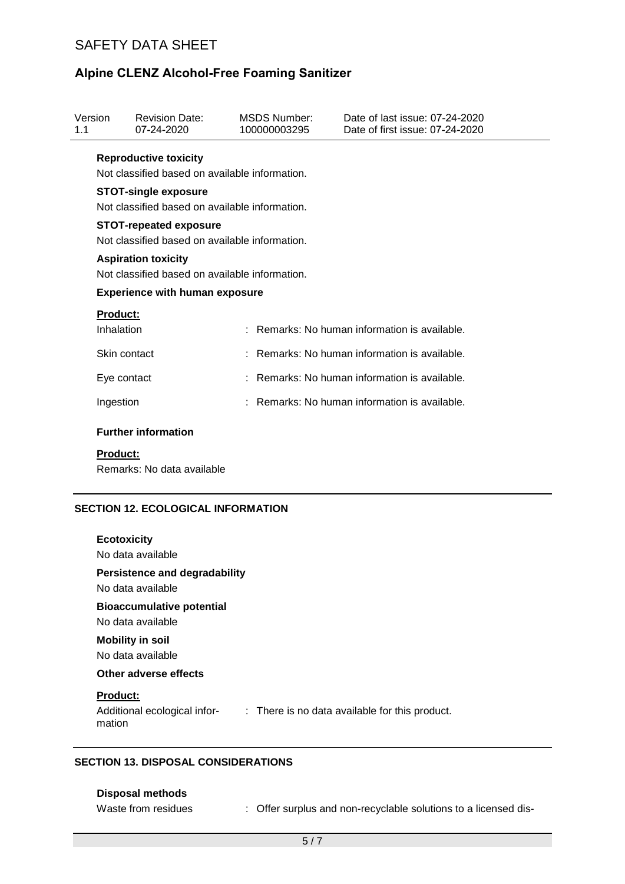**Reproductive toxicity**

Not classified based on available information.

**STOT-single exposure**

Not classified based on available information.

**STOT-repeated exposure**

Not classified based on available information.

**Aspiration toxicity**

Not classified based on available information.

**Experience with human exposure**

**Product:**

| | |
|---|---|
| Inhalation | : Remarks: No human information is available. |
| Skin contact | : Remarks: No human information is available. |
| Eye contact | : Remarks: No human information is available. |
| Ingestion | : Remarks: No human information is available. |

**Further information**

**Product:**

Remarks: No data available

## SECTION 12. ECOLOGICAL INFORMATION

**Ecotoxicity**

No data available

**Persistence and degradability**

No data available

**Bioaccumulative potential**

No data available

**Mobility in soil**

No data available

**Other adverse effects**

**Product:**

| | |
|---|---|
| Additional ecological information | : There is no data available for this product. |

## SECTION 13. DISPOSAL CONSIDERATIONS

**Disposal methods**

| | |
|---|---|
| Waste from residues | : Offer surplus and non-recyclable solutions to a licensed dis- |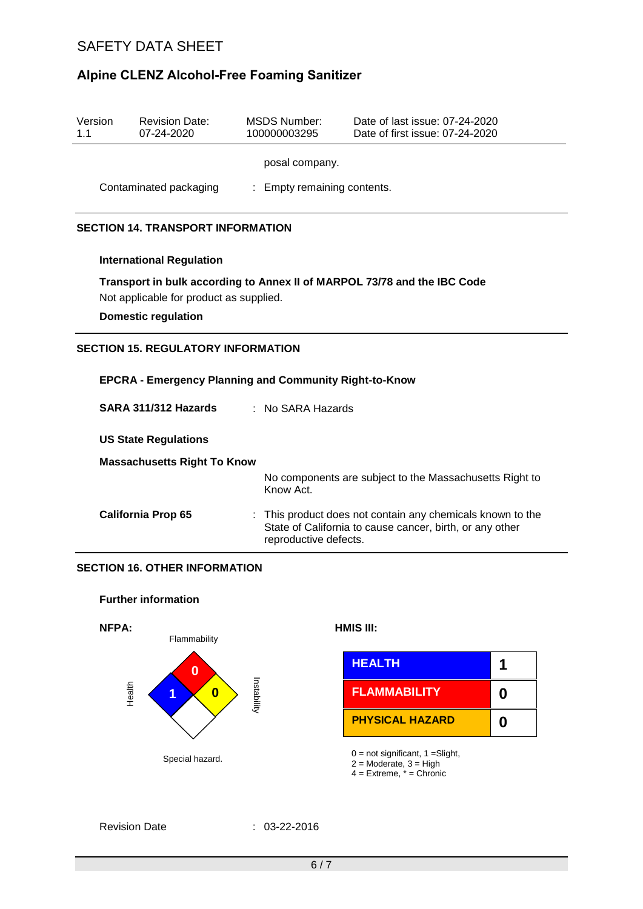| Version 1.1 | Revision Date: 07-24-2020 | MSDS Number: 100000003295 | Date of last issue: 07-24-2020<br>Date of first issue: 07-24-2020 |
|---|---|---|---|

posal company.

Contaminated packaging : Empty remaining contents.

## SECTION 14. TRANSPORT INFORMATION

**International Regulation**

**Transport in bulk according to Annex II of MARPOL 73/78 and the IBC Code**

Not applicable for product as supplied.

**Domestic regulation**

## SECTION 15. REGULATORY INFORMATION

**EPCRA - Emergency Planning and Community Right-to-Know**

**SARA 311/312 Hazards** : No SARA Hazards

**US State Regulations**

**Massachusetts Right To Know**

No components are subject to the Massachusetts Right to Know Act.

**California Prop 65** : This product does not contain any chemicals known to the State of California to cause cancer, birth, or any other reproductive defects.

## SECTION 16. OTHER INFORMATION

**Further information**

**NFPA:**

| Flammability | Health | Instability | Special hazard. |
|---|---|---|---|
| 0 | 1 | 0 | |

**HMIS III:**

| | |
|---|---|
| HEALTH | 1 |
| FLAMMABILITY | 0 |
| PHYSICAL HAZARD | 0 |

0 = not significant, 1 =Slight,
2 = Moderate, 3 = High
4 = Extreme, * = Chronic

Revision Date : 03-22-2016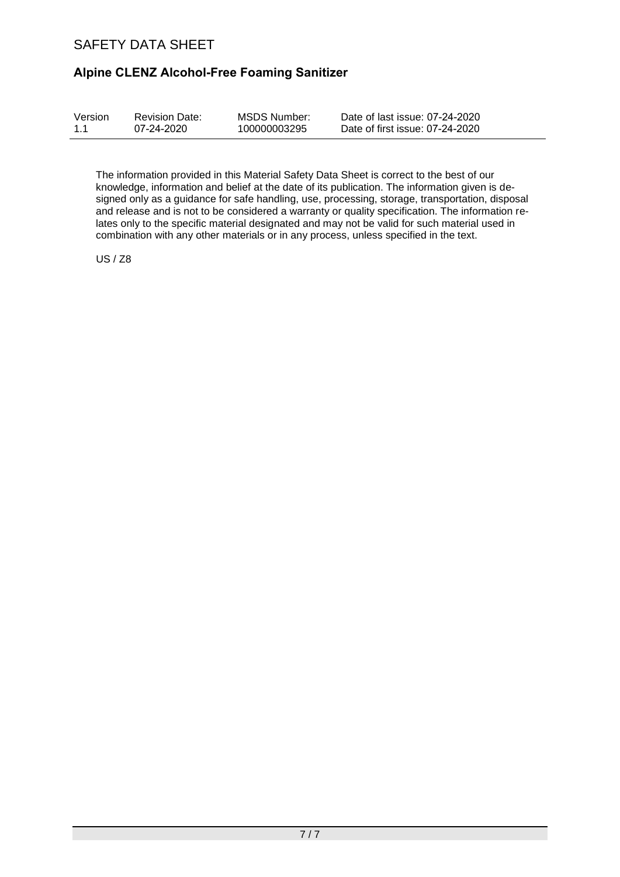The information provided in this Material Safety Data Sheet is correct to the best of our knowledge, information and belief at the date of its publication. The information given is designed only as a guidance for safe handling, use, processing, storage, transportation, disposal and release and is not to be considered a warranty or quality specification. The information relates only to the specific material designated and may not be valid for such material used in combination with any other materials or in any process, unless specified in the text.

US / Z8